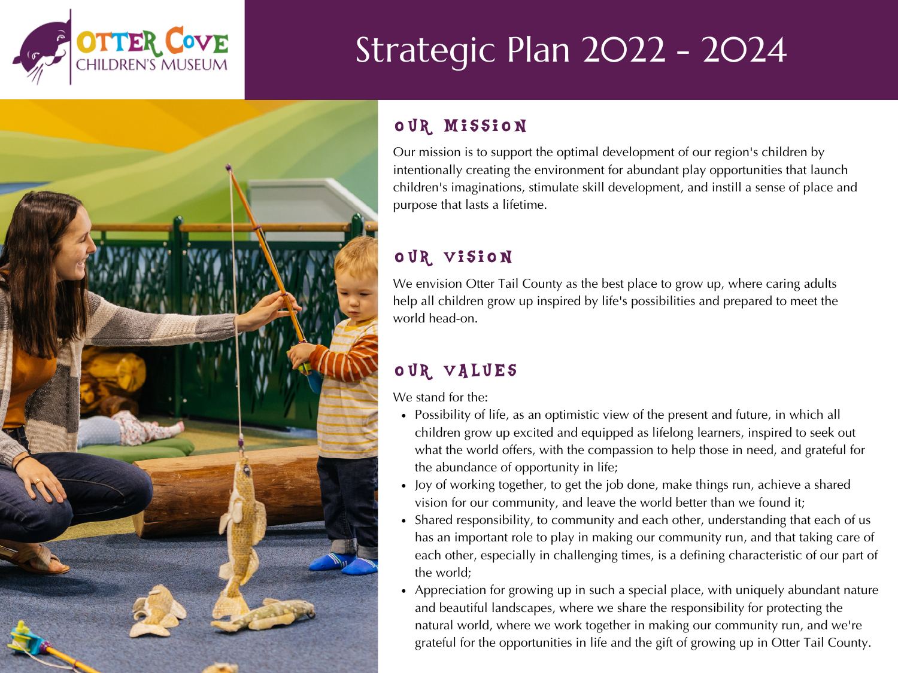Otter Cove Children's Museum

# Strategic Plan 2022 - 2024

## Our Mission

Our mission is to support the optimal development of our region's children by intentionally creating the environment for abundant play opportunities that launch children's imaginations, stimulate skill development, and instill a sense of place and purpose that lasts a lifetime.

## Our Vision

We envision Otter Tail County as the best place to grow up, where caring adults help all children grow up inspired by life's possibilities and prepared to meet the world head-on.

## Our Values

We stand for the:

- Possibility of life, as an optimistic view of the present and future, in which all children grow up excited and equipped as lifelong learners, inspired to seek out what the world offers, with the compassion to help those in need, and grateful for the abundance of opportunity in life;
- Joy of working together, to get the job done, make things run, achieve a shared vision for our community, and leave the world better than we found it;
- Shared responsibility, to community and each other, understanding that each of us has an important role to play in making our community run, and that taking care of each other, especially in challenging times, is a defining characteristic of our part of the world;
- Appreciation for growing up in such a special place, with uniquely abundant nature and beautiful landscapes, where we share the responsibility for protecting the natural world, where we work together in making our community run, and we're grateful for the opportunities in life and the gift of growing up in Otter Tail County.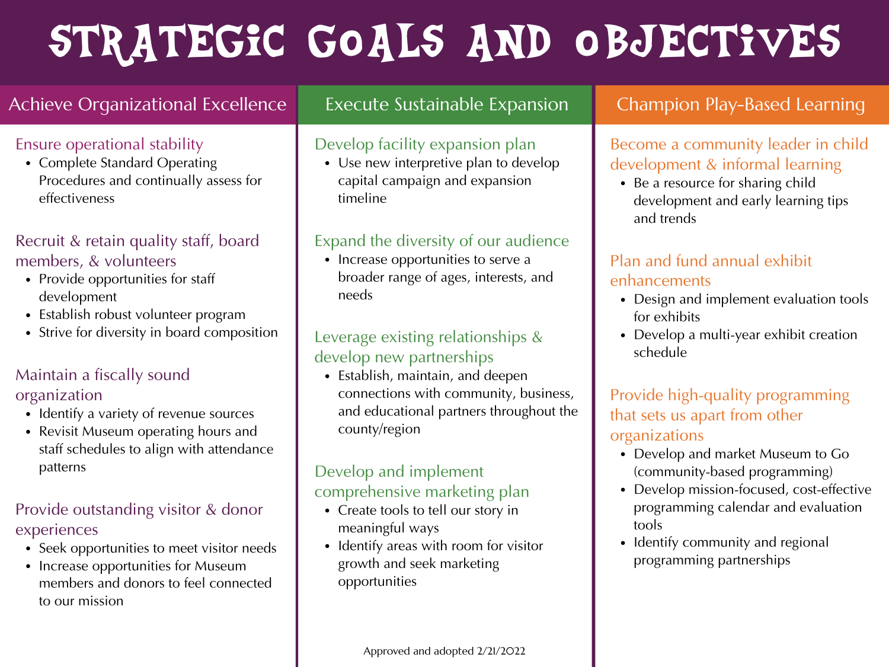# STRATEGIC GOALS AND OBJECTIVES

## Achieve Organizational Excellence

### Ensure operational stability

- Complete Standard Operating Procedures and continually assess for effectiveness

### Recruit & retain quality staff, board members, & volunteers

- Provide opportunities for staff development
- Establish robust volunteer program
- Strive for diversity in board composition

### Maintain a fiscally sound organization

- Identify a variety of revenue sources
- Revisit Museum operating hours and staff schedules to align with attendance patterns

### Provide outstanding visitor & donor experiences

- Seek opportunities to meet visitor needs
- Increase opportunities for Museum members and donors to feel connected to our mission

## Execute Sustainable Expansion

### Develop facility expansion plan

- Use new interpretive plan to develop capital campaign and expansion timeline

### Expand the diversity of our audience

- Increase opportunities to serve a broader range of ages, interests, and needs

### Leverage existing relationships & develop new partnerships

- Establish, maintain, and deepen connections with community, business, and educational partners throughout the county/region

### Develop and implement comprehensive marketing plan

- Create tools to tell our story in meaningful ways
- Identify areas with room for visitor growth and seek marketing opportunities

## Champion Play-Based Learning

### Become a community leader in child development & informal learning

- Be a resource for sharing child development and early learning tips and trends

### Plan and fund annual exhibit enhancements

- Design and implement evaluation tools for exhibits
- Develop a multi-year exhibit creation schedule

### Provide high-quality programming that sets us apart from other organizations

- Develop and market Museum to Go (community-based programming)
- Develop mission-focused, cost-effective programming calendar and evaluation tools
- Identify community and regional programming partnerships

Approved and adopted 2/21/2022